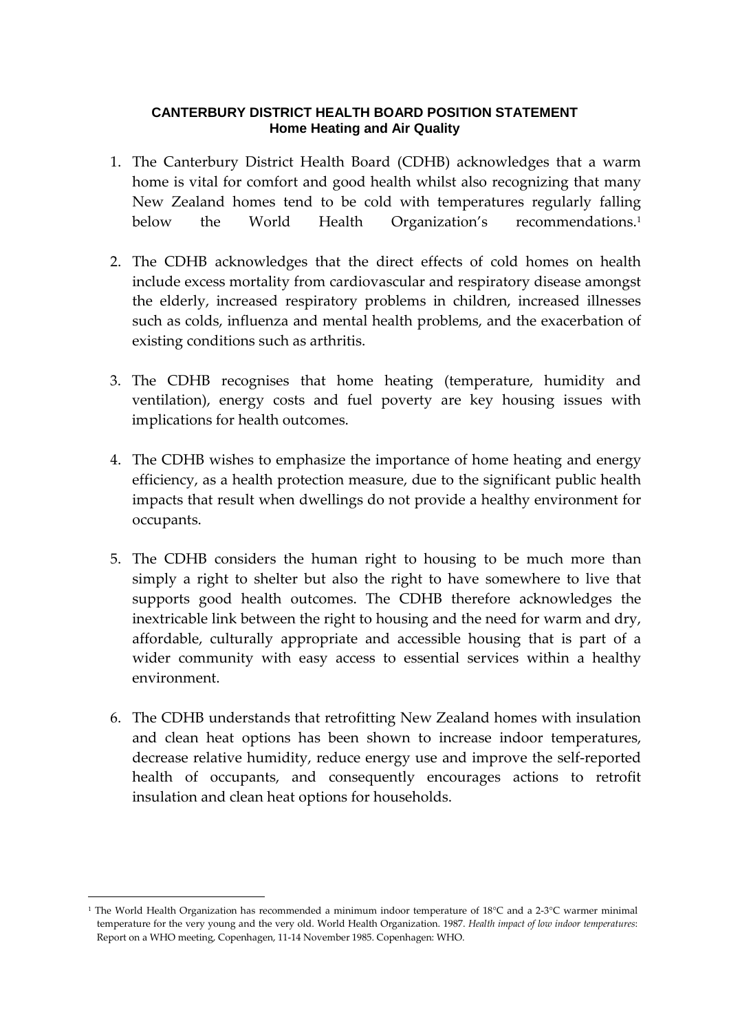**CANTERBURY DISTRICT HEALTH BOARD POSITION STATEMENT**
**Home Heating and Air Quality**

1. The Canterbury District Health Board (CDHB) acknowledges that a warm home is vital for comfort and good health whilst also recognizing that many New Zealand homes tend to be cold with temperatures regularly falling below the World Health Organization's recommendations.[1]

2. The CDHB acknowledges that the direct effects of cold homes on health include excess mortality from cardiovascular and respiratory disease amongst the elderly, increased respiratory problems in children, increased illnesses such as colds, influenza and mental health problems, and the exacerbation of existing conditions such as arthritis.

3. The CDHB recognises that home heating (temperature, humidity and ventilation), energy costs and fuel poverty are key housing issues with implications for health outcomes.

4. The CDHB wishes to emphasize the importance of home heating and energy efficiency, as a health protection measure, due to the significant public health impacts that result when dwellings do not provide a healthy environment for occupants.

5. The CDHB considers the human right to housing to be much more than simply a right to shelter but also the right to have somewhere to live that supports good health outcomes. The CDHB therefore acknowledges the inextricable link between the right to housing and the need for warm and dry, affordable, culturally appropriate and accessible housing that is part of a wider community with easy access to essential services within a healthy environment.

6. The CDHB understands that retrofitting New Zealand homes with insulation and clean heat options has been shown to increase indoor temperatures, decrease relative humidity, reduce energy use and improve the self-reported health of occupants, and consequently encourages actions to retrofit insulation and clean heat options for households.

---

[1] The World Health Organization has recommended a minimum indoor temperature of 18°C and a 2-3°C warmer minimal temperature for the very young and the very old. World Health Organization. 1987. *Health impact of low indoor temperatures*: Report on a WHO meeting, Copenhagen, 11-14 November 1985. Copenhagen: WHO.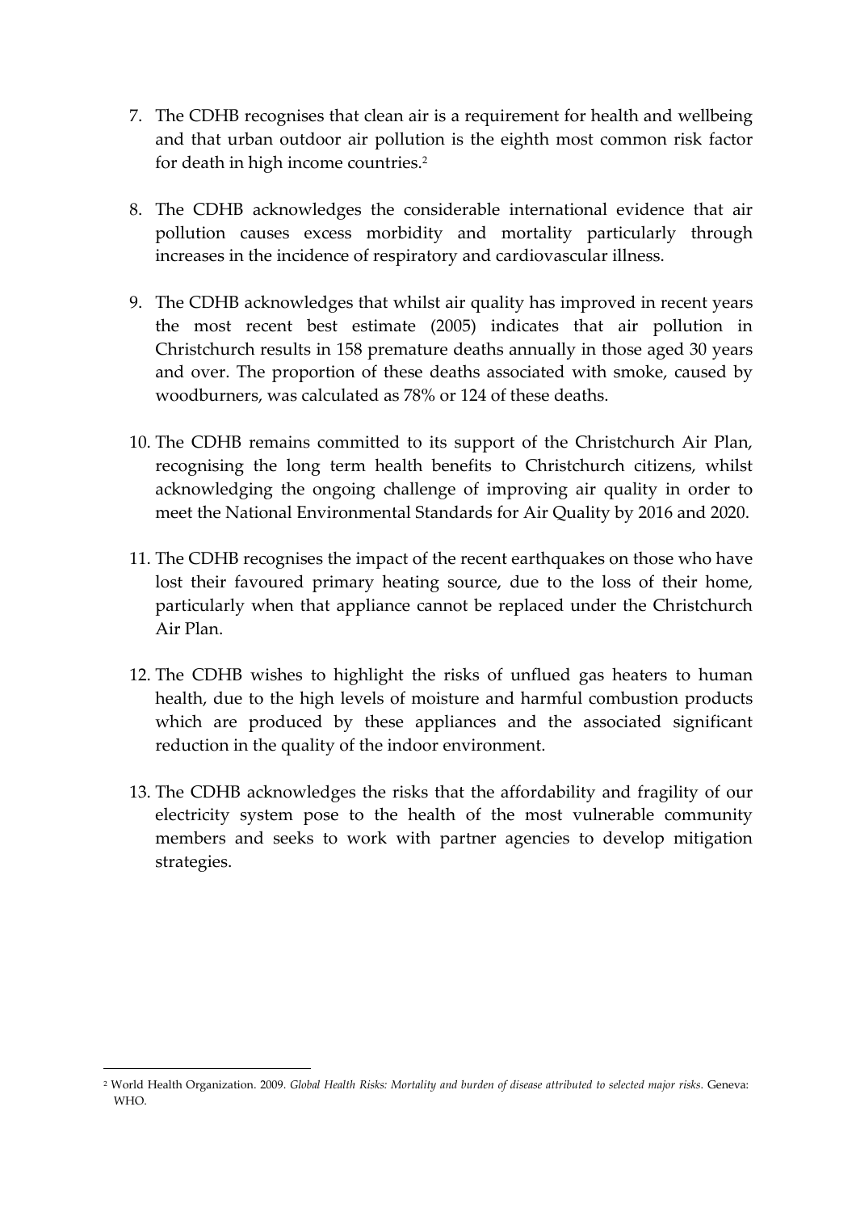7. The CDHB recognises that clean air is a requirement for health and wellbeing and that urban outdoor air pollution is the eighth most common risk factor for death in high income countries.[2]

8. The CDHB acknowledges the considerable international evidence that air pollution causes excess morbidity and mortality particularly through increases in the incidence of respiratory and cardiovascular illness.

9. The CDHB acknowledges that whilst air quality has improved in recent years the most recent best estimate (2005) indicates that air pollution in Christchurch results in 158 premature deaths annually in those aged 30 years and over. The proportion of these deaths associated with smoke, caused by woodburners, was calculated as 78% or 124 of these deaths.

10. The CDHB remains committed to its support of the Christchurch Air Plan, recognising the long term health benefits to Christchurch citizens, whilst acknowledging the ongoing challenge of improving air quality in order to meet the National Environmental Standards for Air Quality by 2016 and 2020.

11. The CDHB recognises the impact of the recent earthquakes on those who have lost their favoured primary heating source, due to the loss of their home, particularly when that appliance cannot be replaced under the Christchurch Air Plan.

12. The CDHB wishes to highlight the risks of unflued gas heaters to human health, due to the high levels of moisture and harmful combustion products which are produced by these appliances and the associated significant reduction in the quality of the indoor environment.

13. The CDHB acknowledges the risks that the affordability and fragility of our electricity system pose to the health of the most vulnerable community members and seeks to work with partner agencies to develop mitigation strategies.

---

[2] World Health Organization. 2009. *Global Health Risks: Mortality and burden of disease attributed to selected major risks.* Geneva: WHO.